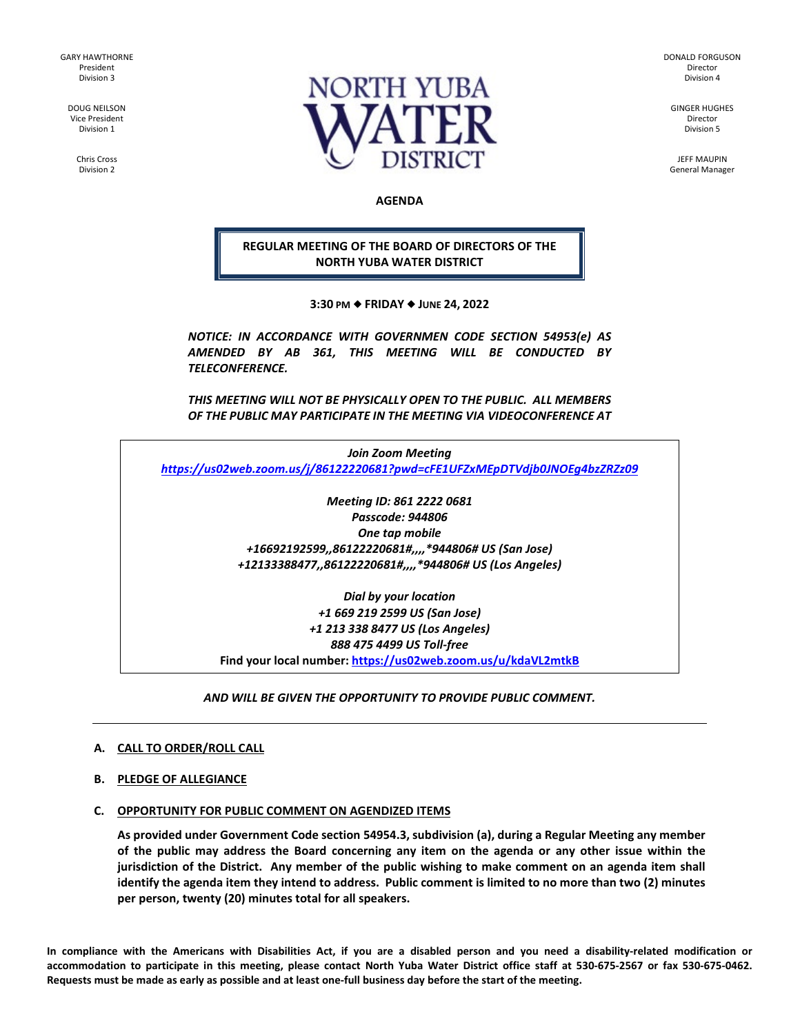GARY HAWTHORNE
President
Division 3

DOUG NEILSON
Vice President
Division 1

Chris Cross
Division 2

NORTH YUBA WATER DISTRICT

DONALD FORGUSON
Director
Division 4

GINGER HUGHES
Director
Division 5

JEFF MAUPIN
General Manager

**AGENDA**

**REGULAR MEETING OF THE BOARD OF DIRECTORS OF THE NORTH YUBA WATER DISTRICT**

**3:30 PM ◆ FRIDAY ◆ JUNE 24, 2022**

***NOTICE: IN ACCORDANCE WITH GOVERNMEN CODE SECTION 54953(e) AS AMENDED BY AB 361, THIS MEETING WILL BE CONDUCTED BY TELECONFERENCE.***

***THIS MEETING WILL NOT BE PHYSICALLY OPEN TO THE PUBLIC. ALL MEMBERS OF THE PUBLIC MAY PARTICIPATE IN THE MEETING VIA VIDEOCONFERENCE AT***

***Join Zoom Meeting***
***https://us02web.zoom.us/j/86122220681?pwd=cFE1UFZxMEpDTVdjb0JNOEg4bzZRZz09***

***Meeting ID: 861 2222 0681***
***Passcode: 944806***
***One tap mobile***
***+16692192599,,86122220681#,,,,*944806# US (San Jose)***
***+12133388477,,86122220681#,,,,*944806# US (Los Angeles)***

***Dial by your location***
***+1 669 219 2599 US (San Jose)***
***+1 213 338 8477 US (Los Angeles)***
***888 475 4499 US Toll-free***
**Find your local number: https://us02web.zoom.us/u/kdaVL2mtkB**

***AND WILL BE GIVEN THE OPPORTUNITY TO PROVIDE PUBLIC COMMENT.***

---

**A. CALL TO ORDER/ROLL CALL**

**B. PLEDGE OF ALLEGIANCE**

**C. OPPORTUNITY FOR PUBLIC COMMENT ON AGENDIZED ITEMS**

**As provided under Government Code section 54954.3, subdivision (a), during a Regular Meeting any member of the public may address the Board concerning any item on the agenda or any other issue within the jurisdiction of the District. Any member of the public wishing to make comment on an agenda item shall identify the agenda item they intend to address. Public comment is limited to no more than two (2) minutes per person, twenty (20) minutes total for all speakers.**

**In compliance with the Americans with Disabilities Act, if you are a disabled person and you need a disability-related modification or accommodation to participate in this meeting, please contact North Yuba Water District office staff at 530-675-2567 or fax 530-675-0462. Requests must be made as early as possible and at least one-full business day before the start of the meeting.**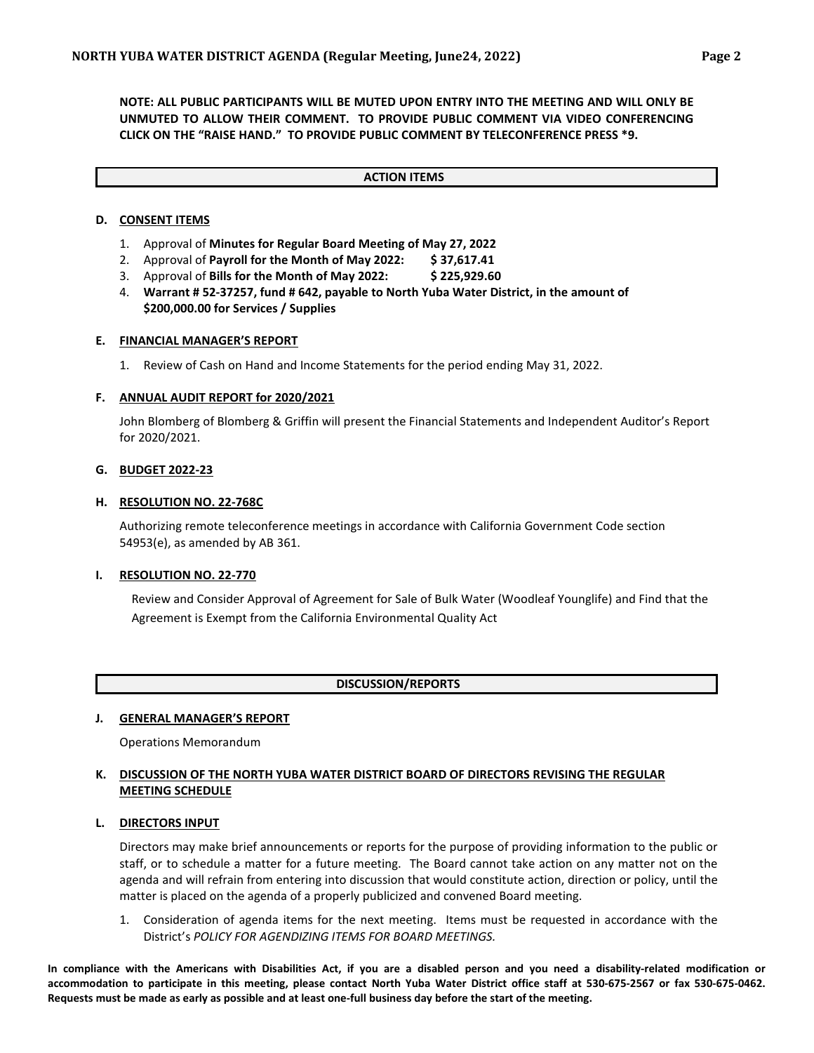**NOTE: ALL PUBLIC PARTICIPANTS WILL BE MUTED UPON ENTRY INTO THE MEETING AND WILL ONLY BE UNMUTED TO ALLOW THEIR COMMENT. TO PROVIDE PUBLIC COMMENT VIA VIDEO CONFERENCING CLICK ON THE "RAISE HAND." TO PROVIDE PUBLIC COMMENT BY TELECONFERENCE PRESS *9.**

## ACTION ITEMS

### D. CONSENT ITEMS

1. Approval of **Minutes for Regular Board Meeting of May 27, 2022**
2. Approval of **Payroll for the Month of May 2022: $ 37,617.41**
3. Approval of **Bills for the Month of May 2022: $ 225,929.60**
4. **Warrant # 52-37257, fund # 642, payable to North Yuba Water District, in the amount of $200,000.00 for Services / Supplies**

### E. FINANCIAL MANAGER'S REPORT

1. Review of Cash on Hand and Income Statements for the period ending May 31, 2022.

### F. ANNUAL AUDIT REPORT for 2020/2021

John Blomberg of Blomberg & Griffin will present the Financial Statements and Independent Auditor's Report for 2020/2021.

### G. BUDGET 2022-23

### H. RESOLUTION NO. 22-768C

Authorizing remote teleconference meetings in accordance with California Government Code section 54953(e), as amended by AB 361.

### I. RESOLUTION NO. 22-770

Review and Consider Approval of Agreement for Sale of Bulk Water (Woodleaf Younglife) and Find that the Agreement is Exempt from the California Environmental Quality Act

## DISCUSSION/REPORTS

### J. GENERAL MANAGER'S REPORT

Operations Memorandum

### K. DISCUSSION OF THE NORTH YUBA WATER DISTRICT BOARD OF DIRECTORS REVISING THE REGULAR MEETING SCHEDULE

### L. DIRECTORS INPUT

Directors may make brief announcements or reports for the purpose of providing information to the public or staff, or to schedule a matter for a future meeting. The Board cannot take action on any matter not on the agenda and will refrain from entering into discussion that would constitute action, direction or policy, until the matter is placed on the agenda of a properly publicized and convened Board meeting.

1. Consideration of agenda items for the next meeting. Items must be requested in accordance with the District's *POLICY FOR AGENDIZING ITEMS FOR BOARD MEETINGS.*

**In compliance with the Americans with Disabilities Act, if you are a disabled person and you need a disability-related modification or accommodation to participate in this meeting, please contact North Yuba Water District office staff at 530-675-2567 or fax 530-675-0462. Requests must be made as early as possible and at least one-full business day before the start of the meeting.**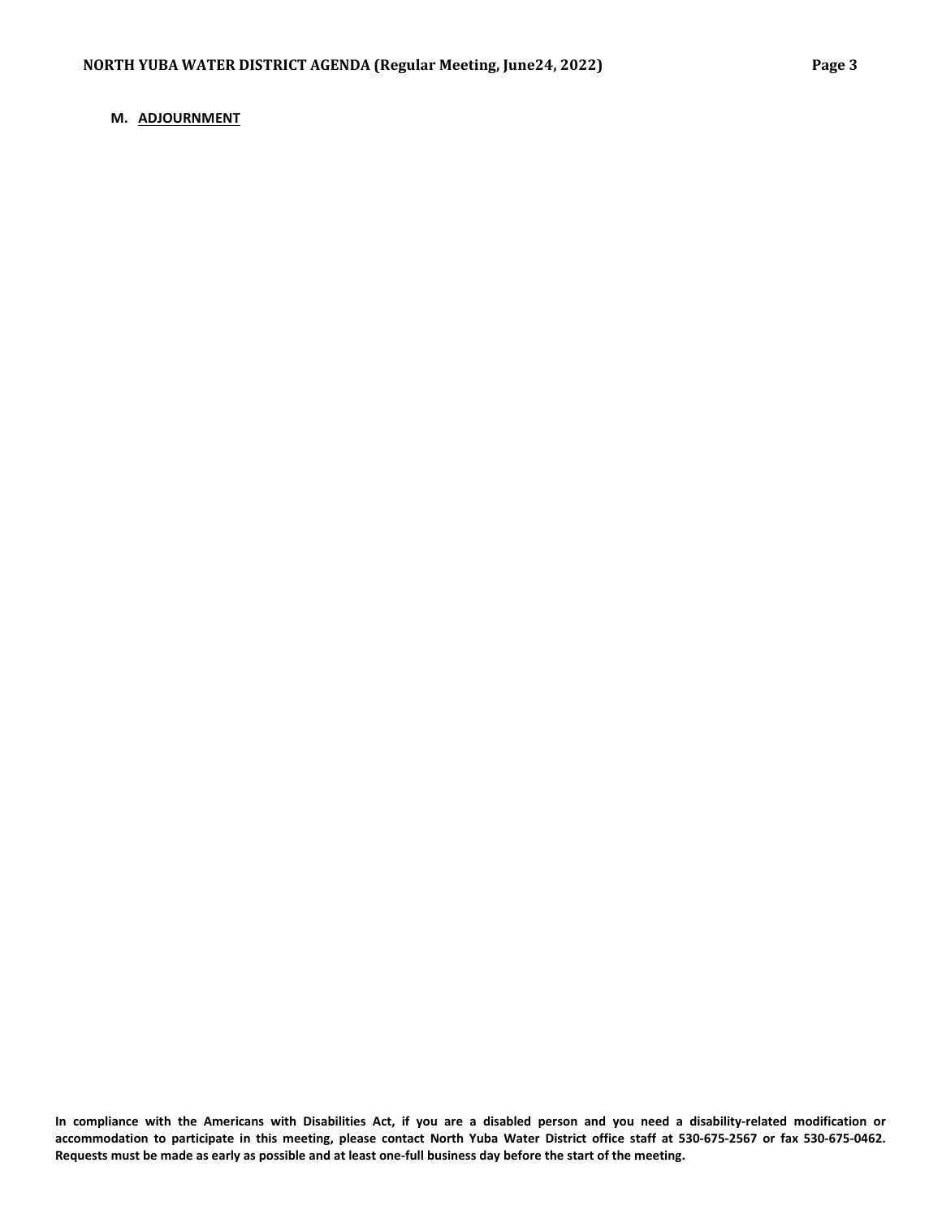**M. ADJOURNMENT**

**In compliance with the Americans with Disabilities Act, if you are a disabled person and you need a disability-related modification or accommodation to participate in this meeting, please contact North Yuba Water District office staff at 530-675-2567 or fax 530-675-0462. Requests must be made as early as possible and at least one-full business day before the start of the meeting.**